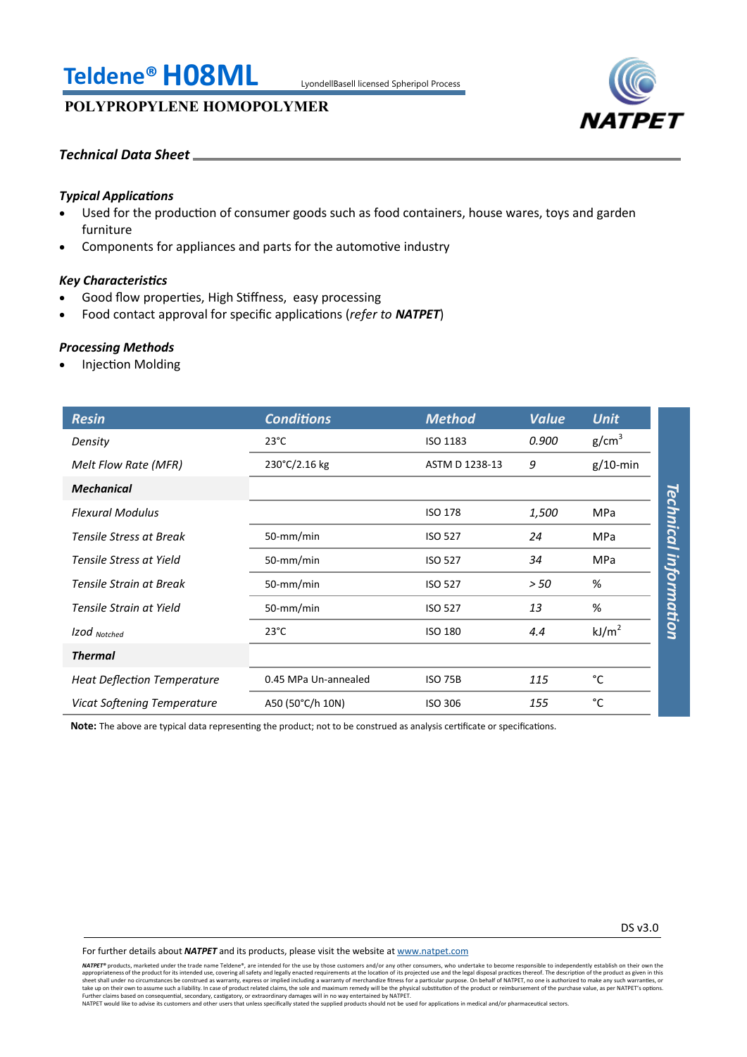# Teldene® H08ML

LyondellBasell licensed Spheripol Process

**POLYPROPYLENE HOMOPOLYMER**

NATPET

### *Technical Data Sheet*

#### *Typical Applications*

- Used for the production of consumer goods such as food containers, house wares, toys and garden furniture
- Components for appliances and parts for the automotive industry

#### *Key Characteristics*

- Good flow properties, High Stiffness, easy processing
- Food contact approval for specific applications (*refer to* ***NATPET***)

#### *Processing Methods*

- Injection Molding

| *Resin* | *Conditions* | *Method* | *Value* | *Unit* |
|---|---|---|---|---|
| *Density* | 23°C | ISO 1183 | *0.900* | g/cm$^3$ |
| *Melt Flow Rate (MFR)* | 230°C/2.16 kg | ASTM D 1238-13 | *9* | g/10-min |
| ***Mechanical*** | | | | |
| *Flexural Modulus* | | ISO 178 | *1,500* | MPa |
| *Tensile Stress at Break* | 50-mm/min | ISO 527 | *24* | MPa |
| *Tensile Stress at Yield* | 50-mm/min | ISO 527 | *34* | MPa |
| *Tensile Strain at Break* | 50-mm/min | ISO 527 | *> 50* | % |
| *Tensile Strain at Yield* | 50-mm/min | ISO 527 | *13* | % |
| *Izod* $_{Notched}$ | 23°C | ISO 180 | *4.4* | kJ/m$^2$ |
| ***Thermal*** | | | | |
| *Heat Deflection Temperature* | 0.45 MPa Un-annealed | ISO 75B | *115* | °C |
| *Vicat Softening Temperature* | A50 (50°C/h 10N) | ISO 306 | *155* | °C |

*Technical information*

**Note:** The above are typical data representing the product; not to be construed as analysis certificate or specifications.

DS v3.0

For further details about ***NATPET*** and its products, please visit the website at www.natpet.com

***NATPET®*** products, marketed under the trade name Teldene®, are intended for the use by those customers and/or any other consumers, who undertake to become responsible to independently establish on their own the appropriateness of the product for its intended use, covering all safety and legally enacted requirements at the location of its projected use and the legal disposal practices thereof. The description of the product as given in this sheet shall under no circumstances be construed as warranty, express or implied including a warranty of merchandize fitness for a particular purpose. On behalf of NATPET, no one is authorized to make any such warranties, or take up on their own to assume such a liability. In case of product related claims, the sole and maximum remedy will be the physical substitution of the product or reimbursement of the purchase value, as per NATPET's options. Further claims based on consequential, secondary, castigatory, or extraordinary damages will in no way entertained by NATPET.
NATPET would like to advise its customers and other users that unless specifically stated the supplied products should not be used for applications in medical and/or pharmaceutical sectors.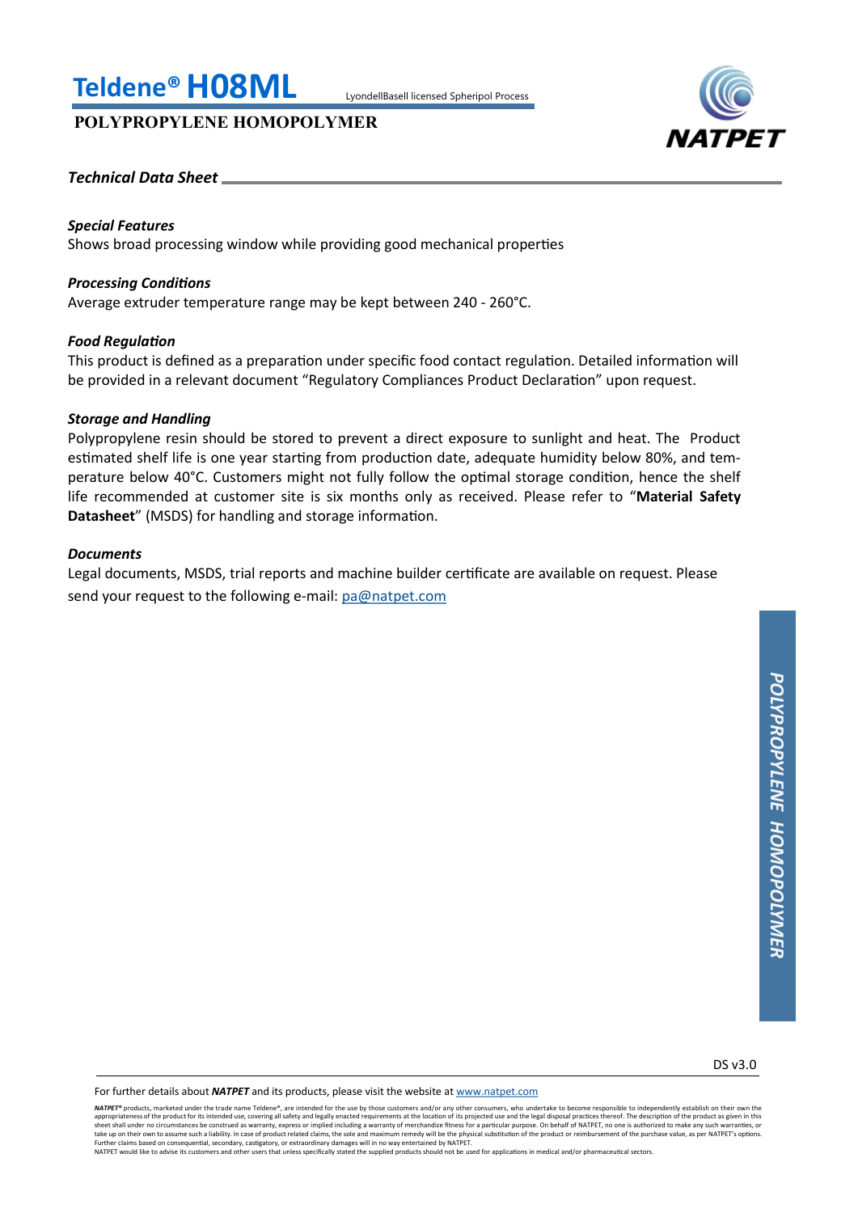# Teldene® H08ML

LyondellBasell licensed Spheripol Process

**POLYPROPYLENE HOMOPOLYMER**

NATPET

## *Technical Data Sheet*

### *Special Features*

Shows broad processing window while providing good mechanical properties

### *Processing Conditions*

Average extruder temperature range may be kept between 240 - 260°C.

### *Food Regulation*

This product is defined as a preparation under specific food contact regulation. Detailed information will be provided in a relevant document "Regulatory Compliances Product Declaration" upon request.

### *Storage and Handling*

Polypropylene resin should be stored to prevent a direct exposure to sunlight and heat. The Product estimated shelf life is one year starting from production date, adequate humidity below 80%, and temperature below 40°C. Customers might not fully follow the optimal storage condition, hence the shelf life recommended at customer site is six months only as received. Please refer to "**Material Safety Datasheet**" (MSDS) for handling and storage information.

### *Documents*

Legal documents, MSDS, trial reports and machine builder certificate are available on request. Please send your request to the following e-mail: pa@natpet.com

POLYPROPYLENE HOMOPOLYMER

DS v3.0

For further details about ***NATPET*** and its products, please visit the website at www.natpet.com

***NATPET®*** products, marketed under the trade name Teldene®, are intended for the use by those customers and/or any other consumers, who undertake to become responsible to independently establish on their own the appropriateness of the product for its intended use, covering all safety and legally enacted requirements at the location of its projected use and the legal disposal practices thereof. The description of the product as given in this sheet shall under no circumstances be construed as warranty, express or implied including a warranty of merchandize fitness for a particular purpose. On behalf of NATPET, no one is authorized to make any such warranties, or take up on their own to assume such a liability. In case of product related claims, the sole and maximum remedy will be the physical substitution of the product or reimbursement of the purchase value, as per NATPET's options. Further claims based on consequential, secondary, castigatory, or extraordinary damages will in no way entertained by NATPET.
NATPET would like to advise its customers and other users that unless specifically stated the supplied products should not be used for applications in medical and/or pharmaceutical sectors.